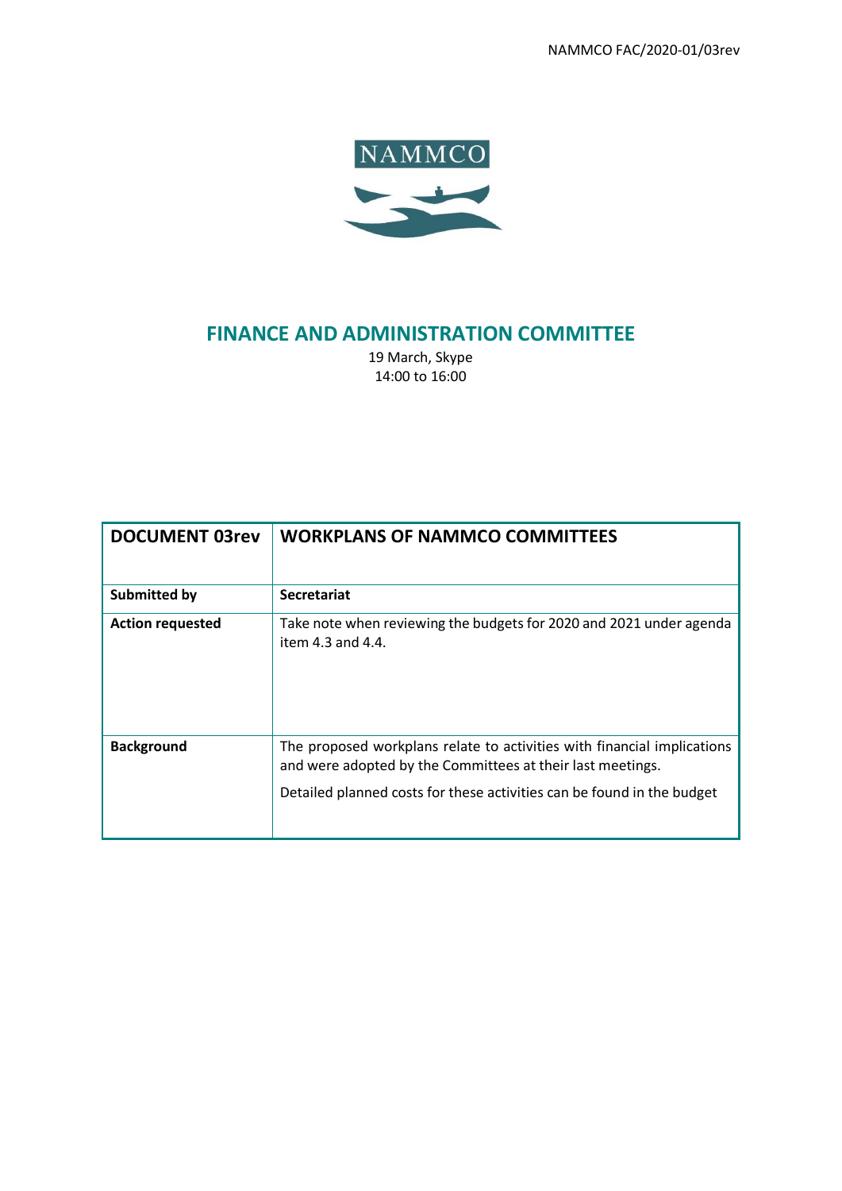NAMMCO FAC/2020-01/03rev

NAMMCO

# FINANCE AND ADMINISTRATION COMMITTEE

19 March, Skype
14:00 to 16:00

| **DOCUMENT 03rev** | **WORKPLANS OF NAMMCO COMMITTEES** |
|---|---|
| **Submitted by** | **Secretariat** |
| **Action requested** | Take note when reviewing the budgets for 2020 and 2021 under agenda item 4.3 and 4.4. |
| **Background** | The proposed workplans relate to activities with financial implications and were adopted by the Committees at their last meetings.<br><br>Detailed planned costs for these activities can be found in the budget |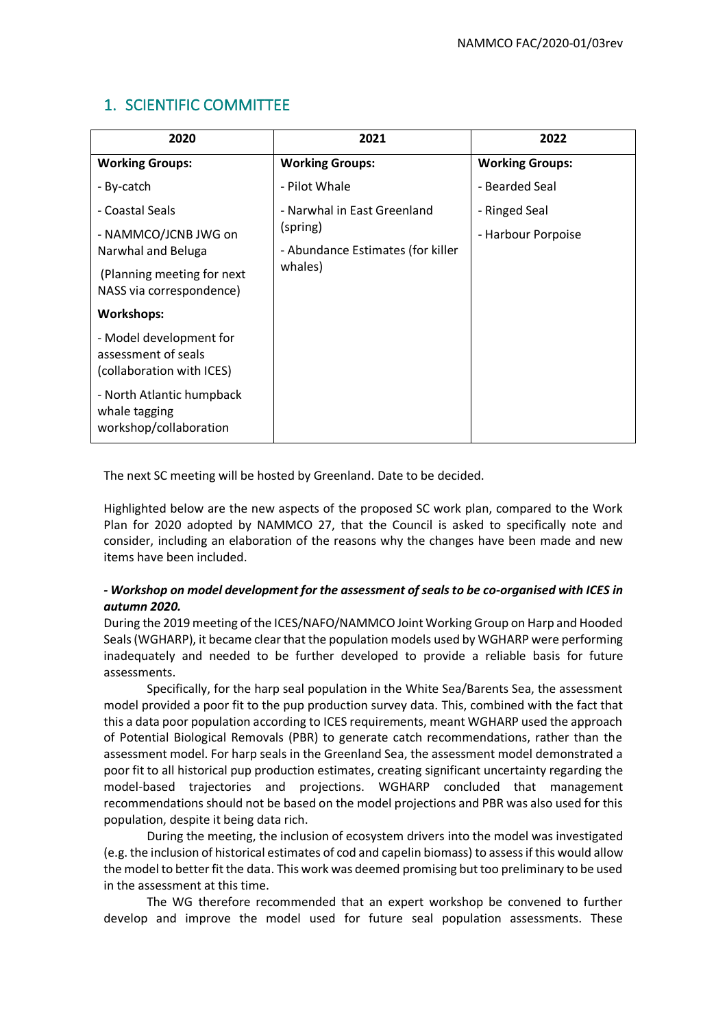## 1. SCIENTIFIC COMMITTEE

| 2020 | 2021 | 2022 |
|---|---|---|
| **Working Groups:**<br>- By-catch<br>- Coastal Seals<br>- NAMMCO/JCNB JWG on Narwhal and Beluga<br>(Planning meeting for next NASS via correspondence)<br>**Workshops:**<br>- Model development for assessment of seals (collaboration with ICES)<br>- North Atlantic humpback whale tagging workshop/collaboration | **Working Groups:**<br>- Pilot Whale<br>- Narwhal in East Greenland (spring)<br>- Abundance Estimates (for killer whales) | **Working Groups:**<br>- Bearded Seal<br>- Ringed Seal<br>- Harbour Porpoise |

The next SC meeting will be hosted by Greenland. Date to be decided.

Highlighted below are the new aspects of the proposed SC work plan, compared to the Work Plan for 2020 adopted by NAMMCO 27, that the Council is asked to specifically note and consider, including an elaboration of the reasons why the changes have been made and new items have been included.

***- Workshop on model development for the assessment of seals to be co-organised with ICES in autumn 2020.***

During the 2019 meeting of the ICES/NAFO/NAMMCO Joint Working Group on Harp and Hooded Seals (WGHARP), it became clear that the population models used by WGHARP were performing inadequately and needed to be further developed to provide a reliable basis for future assessments.

Specifically, for the harp seal population in the White Sea/Barents Sea, the assessment model provided a poor fit to the pup production survey data. This, combined with the fact that this a data poor population according to ICES requirements, meant WGHARP used the approach of Potential Biological Removals (PBR) to generate catch recommendations, rather than the assessment model. For harp seals in the Greenland Sea, the assessment model demonstrated a poor fit to all historical pup production estimates, creating significant uncertainty regarding the model-based trajectories and projections. WGHARP concluded that management recommendations should not be based on the model projections and PBR was also used for this population, despite it being data rich.

During the meeting, the inclusion of ecosystem drivers into the model was investigated (e.g. the inclusion of historical estimates of cod and capelin biomass) to assess if this would allow the model to better fit the data. This work was deemed promising but too preliminary to be used in the assessment at this time.

The WG therefore recommended that an expert workshop be convened to further develop and improve the model used for future seal population assessments. These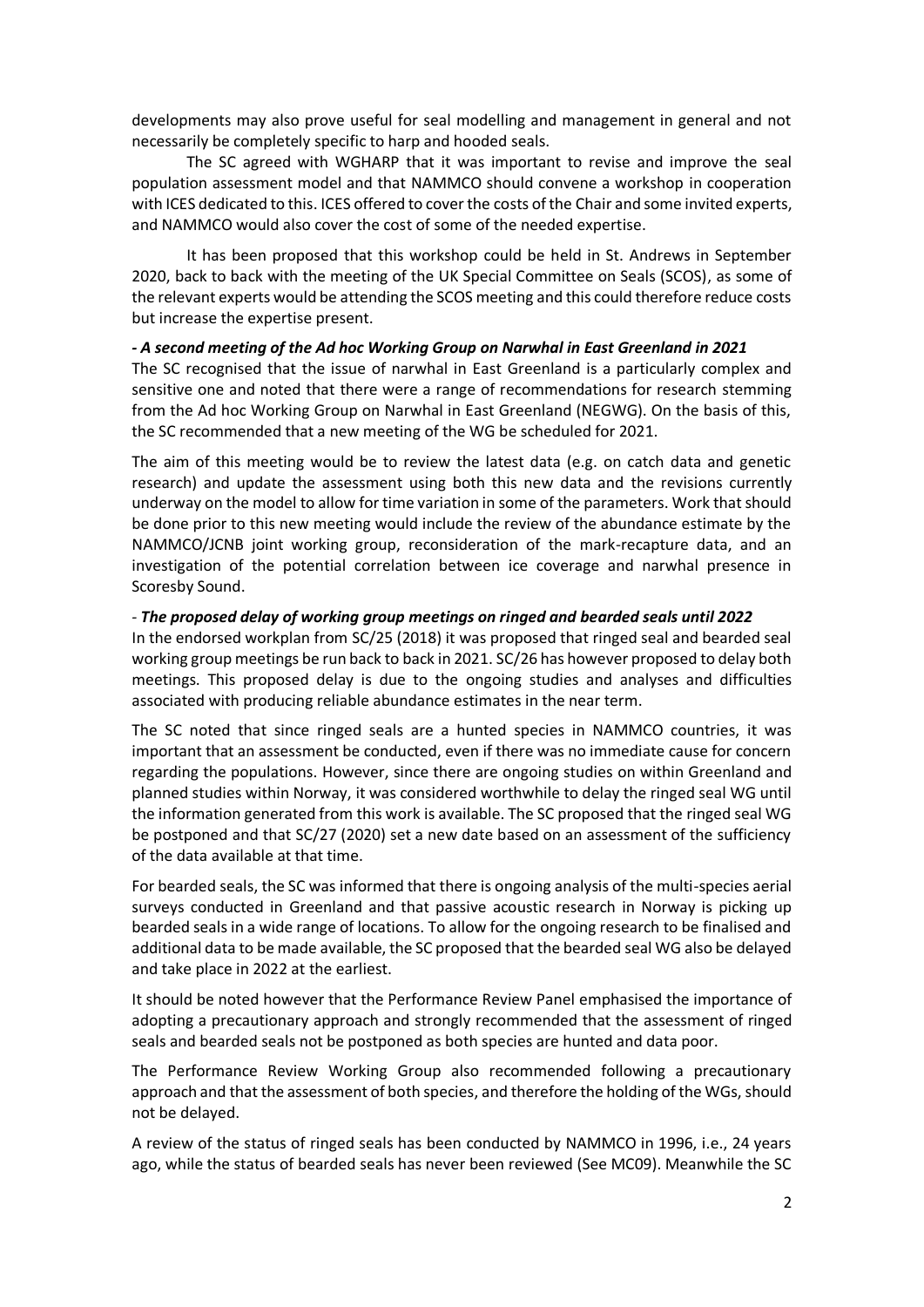developments may also prove useful for seal modelling and management in general and not necessarily be completely specific to harp and hooded seals.

The SC agreed with WGHARP that it was important to revise and improve the seal population assessment model and that NAMMCO should convene a workshop in cooperation with ICES dedicated to this. ICES offered to cover the costs of the Chair and some invited experts, and NAMMCO would also cover the cost of some of the needed expertise.

It has been proposed that this workshop could be held in St. Andrews in September 2020, back to back with the meeting of the UK Special Committee on Seals (SCOS), as some of the relevant experts would be attending the SCOS meeting and this could therefore reduce costs but increase the expertise present.

***- A second meeting of the Ad hoc Working Group on Narwhal in East Greenland in 2021***

The SC recognised that the issue of narwhal in East Greenland is a particularly complex and sensitive one and noted that there were a range of recommendations for research stemming from the Ad hoc Working Group on Narwhal in East Greenland (NEGWG). On the basis of this, the SC recommended that a new meeting of the WG be scheduled for 2021.

The aim of this meeting would be to review the latest data (e.g. on catch data and genetic research) and update the assessment using both this new data and the revisions currently underway on the model to allow for time variation in some of the parameters. Work that should be done prior to this new meeting would include the review of the abundance estimate by the NAMMCO/JCNB joint working group, reconsideration of the mark-recapture data, and an investigation of the potential correlation between ice coverage and narwhal presence in Scoresby Sound.

*- **The proposed delay of working group meetings on ringed and bearded seals until 2022***

In the endorsed workplan from SC/25 (2018) it was proposed that ringed seal and bearded seal working group meetings be run back to back in 2021. SC/26 has however proposed to delay both meetings. This proposed delay is due to the ongoing studies and analyses and difficulties associated with producing reliable abundance estimates in the near term.

The SC noted that since ringed seals are a hunted species in NAMMCO countries, it was important that an assessment be conducted, even if there was no immediate cause for concern regarding the populations. However, since there are ongoing studies on within Greenland and planned studies within Norway, it was considered worthwhile to delay the ringed seal WG until the information generated from this work is available. The SC proposed that the ringed seal WG be postponed and that SC/27 (2020) set a new date based on an assessment of the sufficiency of the data available at that time.

For bearded seals, the SC was informed that there is ongoing analysis of the multi-species aerial surveys conducted in Greenland and that passive acoustic research in Norway is picking up bearded seals in a wide range of locations. To allow for the ongoing research to be finalised and additional data to be made available, the SC proposed that the bearded seal WG also be delayed and take place in 2022 at the earliest.

It should be noted however that the Performance Review Panel emphasised the importance of adopting a precautionary approach and strongly recommended that the assessment of ringed seals and bearded seals not be postponed as both species are hunted and data poor.

The Performance Review Working Group also recommended following a precautionary approach and that the assessment of both species, and therefore the holding of the WGs, should not be delayed.

A review of the status of ringed seals has been conducted by NAMMCO in 1996, i.e., 24 years ago, while the status of bearded seals has never been reviewed (See MC09). Meanwhile the SC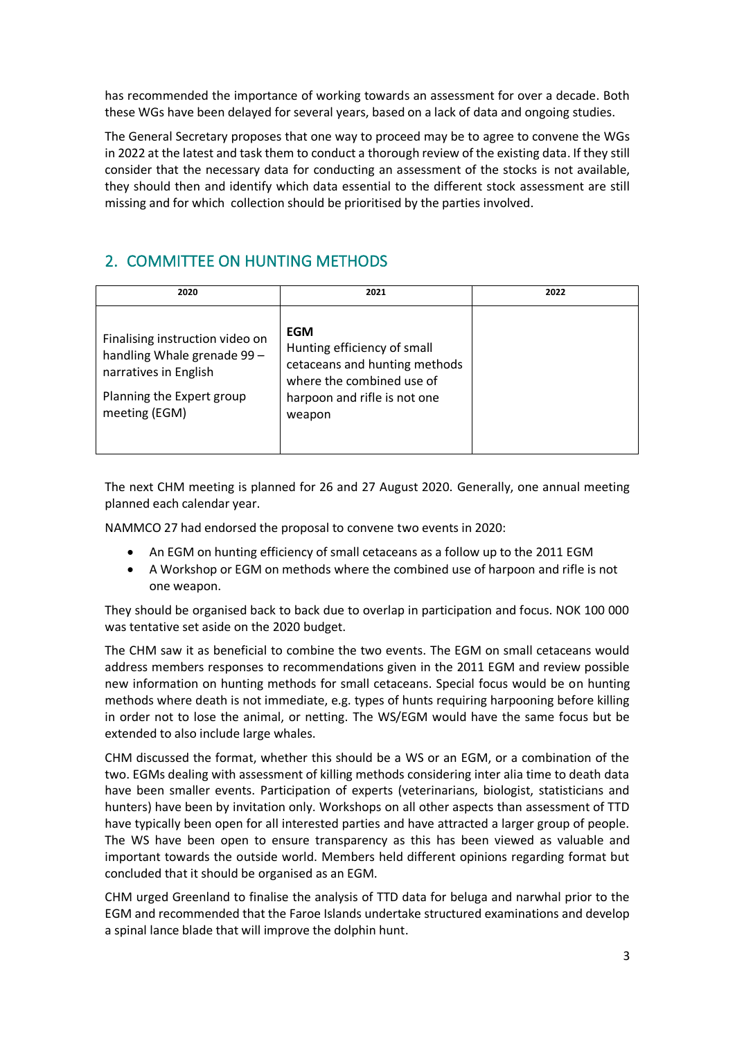has recommended the importance of working towards an assessment for over a decade. Both these WGs have been delayed for several years, based on a lack of data and ongoing studies.

The General Secretary proposes that one way to proceed may be to agree to convene the WGs in 2022 at the latest and task them to conduct a thorough review of the existing data. If they still consider that the necessary data for conducting an assessment of the stocks is not available, they should then and identify which data essential to the different stock assessment are still missing and for which collection should be prioritised by the parties involved.

## 2. COMMITTEE ON HUNTING METHODS

| 2020 | 2021 | 2022 |
|---|---|---|
| Finalising instruction video on handling Whale grenade 99 – narratives in English<br><br>Planning the Expert group meeting (EGM) | **EGM**<br>Hunting efficiency of small cetaceans and hunting methods where the combined use of harpoon and rifle is not one weapon | |

The next CHM meeting is planned for 26 and 27 August 2020. Generally, one annual meeting planned each calendar year.

NAMMCO 27 had endorsed the proposal to convene two events in 2020:

- An EGM on hunting efficiency of small cetaceans as a follow up to the 2011 EGM
- A Workshop or EGM on methods where the combined use of harpoon and rifle is not one weapon.

They should be organised back to back due to overlap in participation and focus. NOK 100 000 was tentative set aside on the 2020 budget.

The CHM saw it as beneficial to combine the two events. The EGM on small cetaceans would address members responses to recommendations given in the 2011 EGM and review possible new information on hunting methods for small cetaceans. Special focus would be on hunting methods where death is not immediate, e.g. types of hunts requiring harpooning before killing in order not to lose the animal, or netting. The WS/EGM would have the same focus but be extended to also include large whales.

CHM discussed the format, whether this should be a WS or an EGM, or a combination of the two. EGMs dealing with assessment of killing methods considering inter alia time to death data have been smaller events. Participation of experts (veterinarians, biologist, statisticians and hunters) have been by invitation only. Workshops on all other aspects than assessment of TTD have typically been open for all interested parties and have attracted a larger group of people. The WS have been open to ensure transparency as this has been viewed as valuable and important towards the outside world. Members held different opinions regarding format but concluded that it should be organised as an EGM.

CHM urged Greenland to finalise the analysis of TTD data for beluga and narwhal prior to the EGM and recommended that the Faroe Islands undertake structured examinations and develop a spinal lance blade that will improve the dolphin hunt.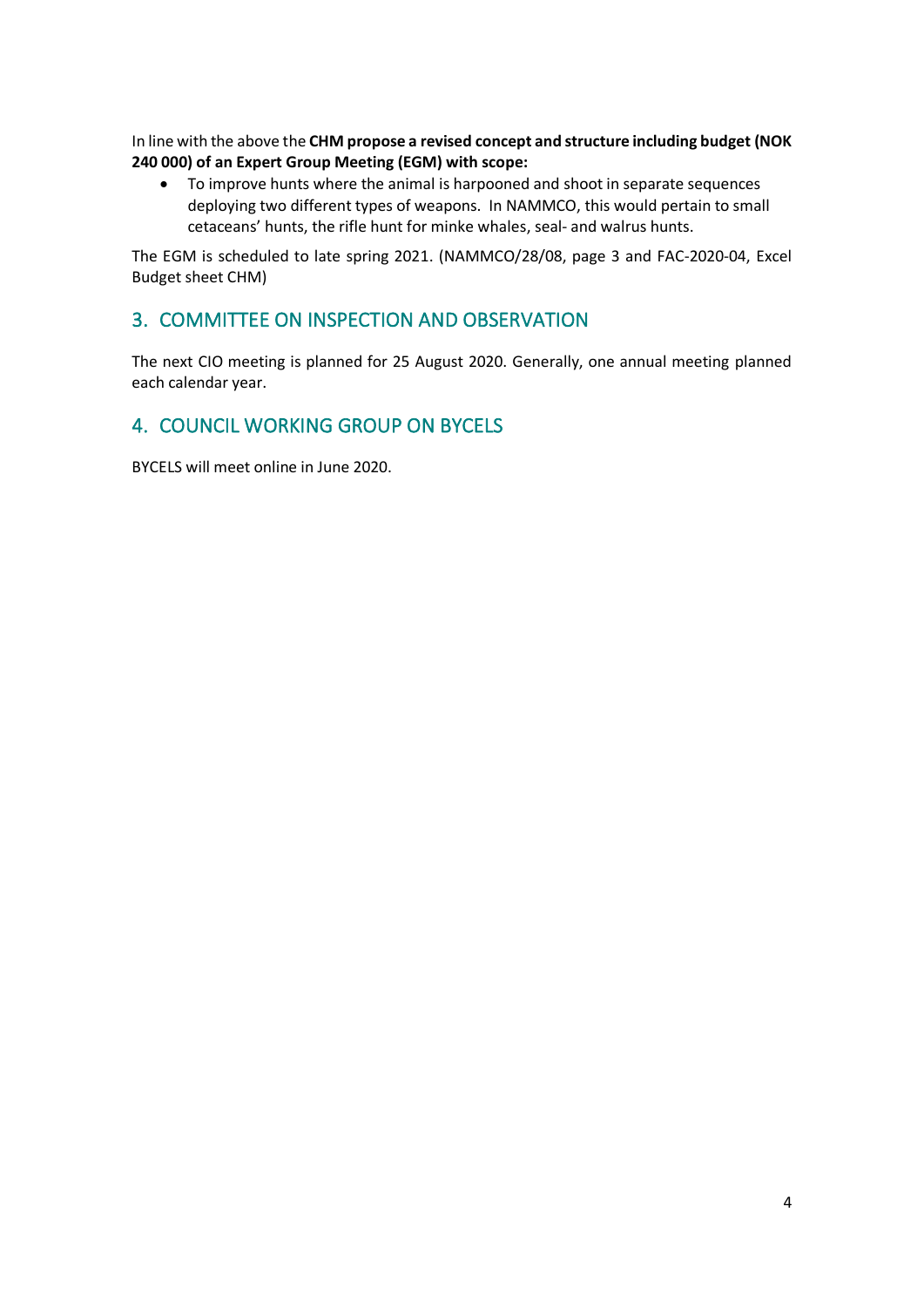In line with the above the **CHM propose a revised concept and structure including budget (NOK 240 000) of an Expert Group Meeting (EGM) with scope:**

- To improve hunts where the animal is harpooned and shoot in separate sequences deploying two different types of weapons. In NAMMCO, this would pertain to small cetaceans' hunts, the rifle hunt for minke whales, seal- and walrus hunts.

The EGM is scheduled to late spring 2021. (NAMMCO/28/08, page 3 and FAC-2020-04, Excel Budget sheet CHM)

## 3. COMMITTEE ON INSPECTION AND OBSERVATION

The next CIO meeting is planned for 25 August 2020. Generally, one annual meeting planned each calendar year.

## 4. COUNCIL WORKING GROUP ON BYCELS

BYCELS will meet online in June 2020.